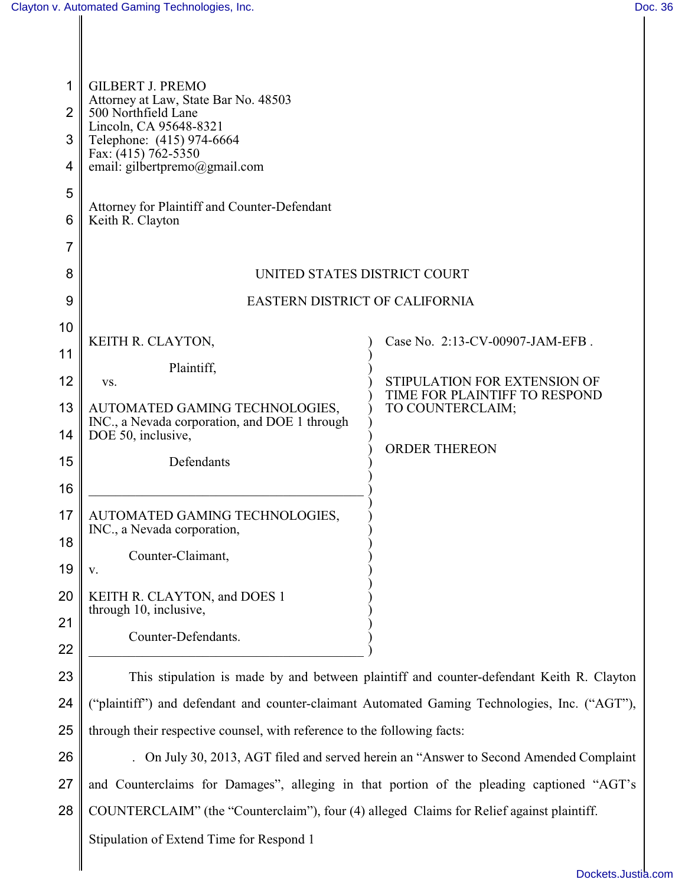GILBERT J. PREMO
Attorney at Law, State Bar No. 48503
500 Northfield Lane
Lincoln, CA 95648-8321
Telephone: (415) 974-6664
Fax: (415) 762-5350
email: gilbertpremo@gmail.com

Attorney for Plaintiff and Counter-Defendant
Keith R. Clayton

UNITED STATES DISTRICT COURT

EASTERN DISTRICT OF CALIFORNIA

| | |
|---|---|
| KEITH R. CLAYTON,<br><br>Plaintiff,<br><br>vs.<br><br>AUTOMATED GAMING TECHNOLOGIES, INC., a Nevada corporation, and DOE 1 through DOE 50, inclusive,<br><br>Defendants<br><br>AUTOMATED GAMING TECHNOLOGIES, INC., a Nevada corporation,<br><br>Counter-Claimant,<br><br>v.<br><br>KEITH R. CLAYTON, and DOES 1 through 10, inclusive,<br><br>Counter-Defendants. | Case No. 2:13-CV-00907-JAM-EFB .<br><br>STIPULATION FOR EXTENSION OF TIME FOR PLAINTIFF TO RESPOND TO COUNTERCLAIM;<br><br>ORDER THEREON |

This stipulation is made by and between plaintiff and counter-defendant Keith R. Clayton ("plaintiff") and defendant and counter-claimant Automated Gaming Technologies, Inc. ("AGT"), through their respective counsel, with reference to the following facts:

. On July 30, 2013, AGT filed and served herein an "Answer to Second Amended Complaint and Counterclaims for Damages", alleging in that portion of the pleading captioned "AGT's COUNTERCLAIM" (the "Counterclaim"), four (4) alleged Claims for Relief against plaintiff.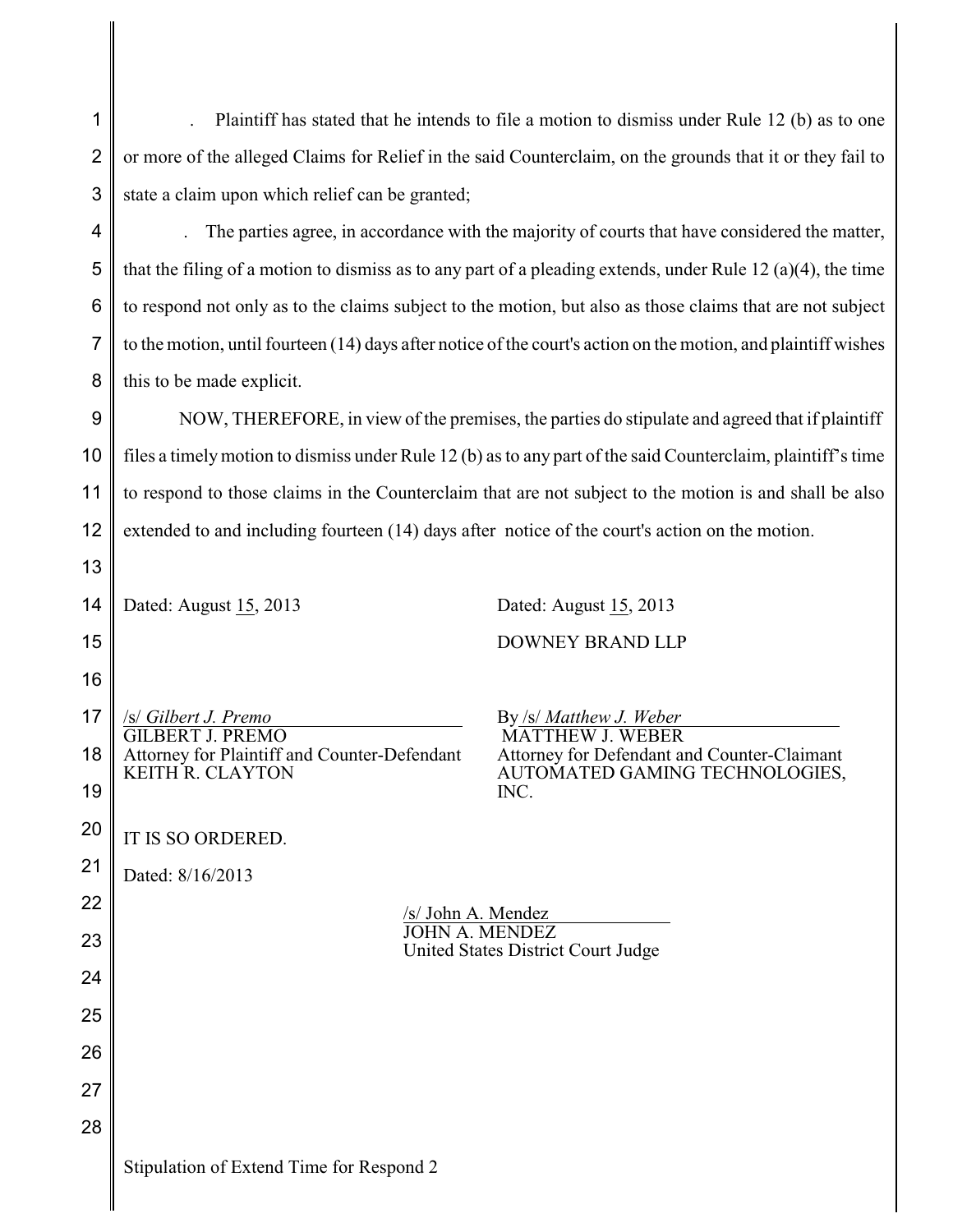. Plaintiff has stated that he intends to file a motion to dismiss under Rule 12 (b) as to one or more of the alleged Claims for Relief in the said Counterclaim, on the grounds that it or they fail to state a claim upon which relief can be granted;

. The parties agree, in accordance with the majority of courts that have considered the matter, that the filing of a motion to dismiss as to any part of a pleading extends, under Rule 12 (a)(4), the time to respond not only as to the claims subject to the motion, but also as those claims that are not subject to the motion, until fourteen (14) days after notice of the court's action on the motion, and plaintiff wishes this to be made explicit.

NOW, THEREFORE, in view of the premises, the parties do stipulate and agreed that if plaintiff files a timely motion to dismiss under Rule 12 (b) as to any part of the said Counterclaim, plaintiff's time to respond to those claims in the Counterclaim that are not subject to the motion is and shall be also extended to and including fourteen (14) days after notice of the court's action on the motion.

Dated: August 15, 2013

/s/ *Gilbert J. Premo*
GILBERT J. PREMO
Attorney for Plaintiff and Counter-Defendant
KEITH R. CLAYTON

Dated: August 15, 2013

DOWNEY BRAND LLP

By /s/ *Matthew J. Weber*
MATTHEW J. WEBER
Attorney for Defendant and Counter-Claimant
AUTOMATED GAMING TECHNOLOGIES, INC.

IT IS SO ORDERED.

Dated: 8/16/2013

/s/ John A. Mendez
JOHN A. MENDEZ
United States District Court Judge

Stipulation of Extend Time for Respond 2